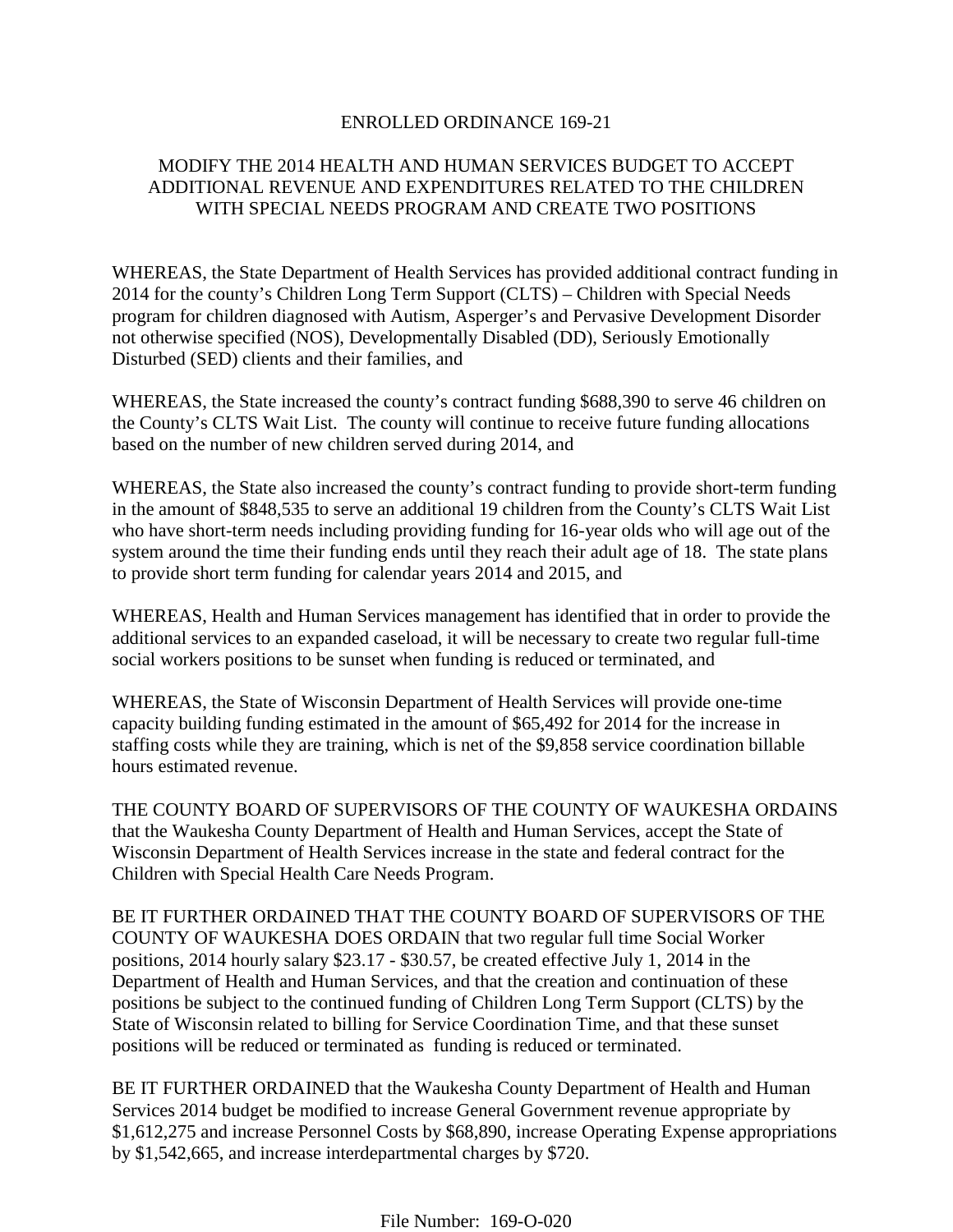# ENROLLED ORDINANCE 169-21

## MODIFY THE 2014 HEALTH AND HUMAN SERVICES BUDGET TO ACCEPT ADDITIONAL REVENUE AND EXPENDITURES RELATED TO THE CHILDREN WITH SPECIAL NEEDS PROGRAM AND CREATE TWO POSITIONS

WHEREAS, the State Department of Health Services has provided additional contract funding in 2014 for the county's Children Long Term Support (CLTS) – Children with Special Needs program for children diagnosed with Autism, Asperger's and Pervasive Development Disorder not otherwise specified (NOS), Developmentally Disabled (DD), Seriously Emotionally Disturbed (SED) clients and their families, and

WHEREAS, the State increased the county's contract funding $688,390 to serve 46 children on the County's CLTS Wait List. The county will continue to receive future funding allocations based on the number of new children served during 2014, and

WHEREAS, the State also increased the county's contract funding to provide short-term funding in the amount of $848,535 to serve an additional 19 children from the County's CLTS Wait List who have short-term needs including providing funding for 16-year olds who will age out of the system around the time their funding ends until they reach their adult age of 18. The state plans to provide short term funding for calendar years 2014 and 2015, and

WHEREAS, Health and Human Services management has identified that in order to provide the additional services to an expanded caseload, it will be necessary to create two regular full-time social workers positions to be sunset when funding is reduced or terminated, and

WHEREAS, the State of Wisconsin Department of Health Services will provide one-time capacity building funding estimated in the amount of $65,492 for 2014 for the increase in staffing costs while they are training, which is net of the $9,858 service coordination billable hours estimated revenue.

THE COUNTY BOARD OF SUPERVISORS OF THE COUNTY OF WAUKESHA ORDAINS that the Waukesha County Department of Health and Human Services, accept the State of Wisconsin Department of Health Services increase in the state and federal contract for the Children with Special Health Care Needs Program.

BE IT FURTHER ORDAINED THAT THE COUNTY BOARD OF SUPERVISORS OF THE COUNTY OF WAUKESHA DOES ORDAIN that two regular full time Social Worker positions, 2014 hourly salary $23.17 - $30.57, be created effective July 1, 2014 in the Department of Health and Human Services, and that the creation and continuation of these positions be subject to the continued funding of Children Long Term Support (CLTS) by the State of Wisconsin related to billing for Service Coordination Time, and that these sunset positions will be reduced or terminated as funding is reduced or terminated.

BE IT FURTHER ORDAINED that the Waukesha County Department of Health and Human Services 2014 budget be modified to increase General Government revenue appropriate by $1,612,275 and increase Personnel Costs by $68,890, increase Operating Expense appropriations by $1,542,665, and increase interdepartmental charges by $720.

File Number: 169-O-020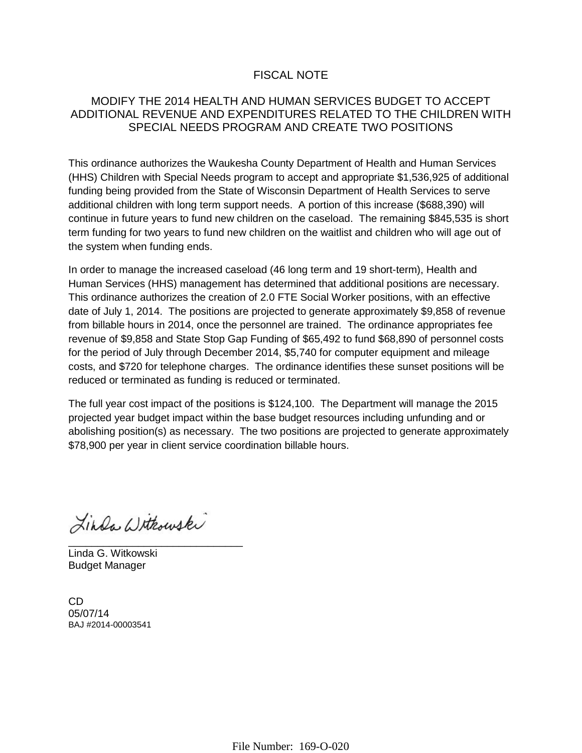# FISCAL NOTE

## MODIFY THE 2014 HEALTH AND HUMAN SERVICES BUDGET TO ACCEPT ADDITIONAL REVENUE AND EXPENDITURES RELATED TO THE CHILDREN WITH SPECIAL NEEDS PROGRAM AND CREATE TWO POSITIONS

This ordinance authorizes the Waukesha County Department of Health and Human Services (HHS) Children with Special Needs program to accept and appropriate $1,536,925 of additional funding being provided from the State of Wisconsin Department of Health Services to serve additional children with long term support needs. A portion of this increase ($688,390) will continue in future years to fund new children on the caseload. The remaining $845,535 is short term funding for two years to fund new children on the waitlist and children who will age out of the system when funding ends.

In order to manage the increased caseload (46 long term and 19 short-term), Health and Human Services (HHS) management has determined that additional positions are necessary. This ordinance authorizes the creation of 2.0 FTE Social Worker positions, with an effective date of July 1, 2014. The positions are projected to generate approximately $9,858 of revenue from billable hours in 2014, once the personnel are trained. The ordinance appropriates fee revenue of $9,858 and State Stop Gap Funding of $65,492 to fund $68,890 of personnel costs for the period of July through December 2014, $5,740 for computer equipment and mileage costs, and $720 for telephone charges. The ordinance identifies these sunset positions will be reduced or terminated as funding is reduced or terminated.

The full year cost impact of the positions is $124,100. The Department will manage the 2015 projected year budget impact within the base budget resources including unfunding and or abolishing position(s) as necessary. The two positions are projected to generate approximately $78,900 per year in client service coordination billable hours.

Linda Witkowski
_______________________________
Linda G. Witkowski
Budget Manager

CD
05/07/14
BAJ #2014-00003541

File Number: 169-O-020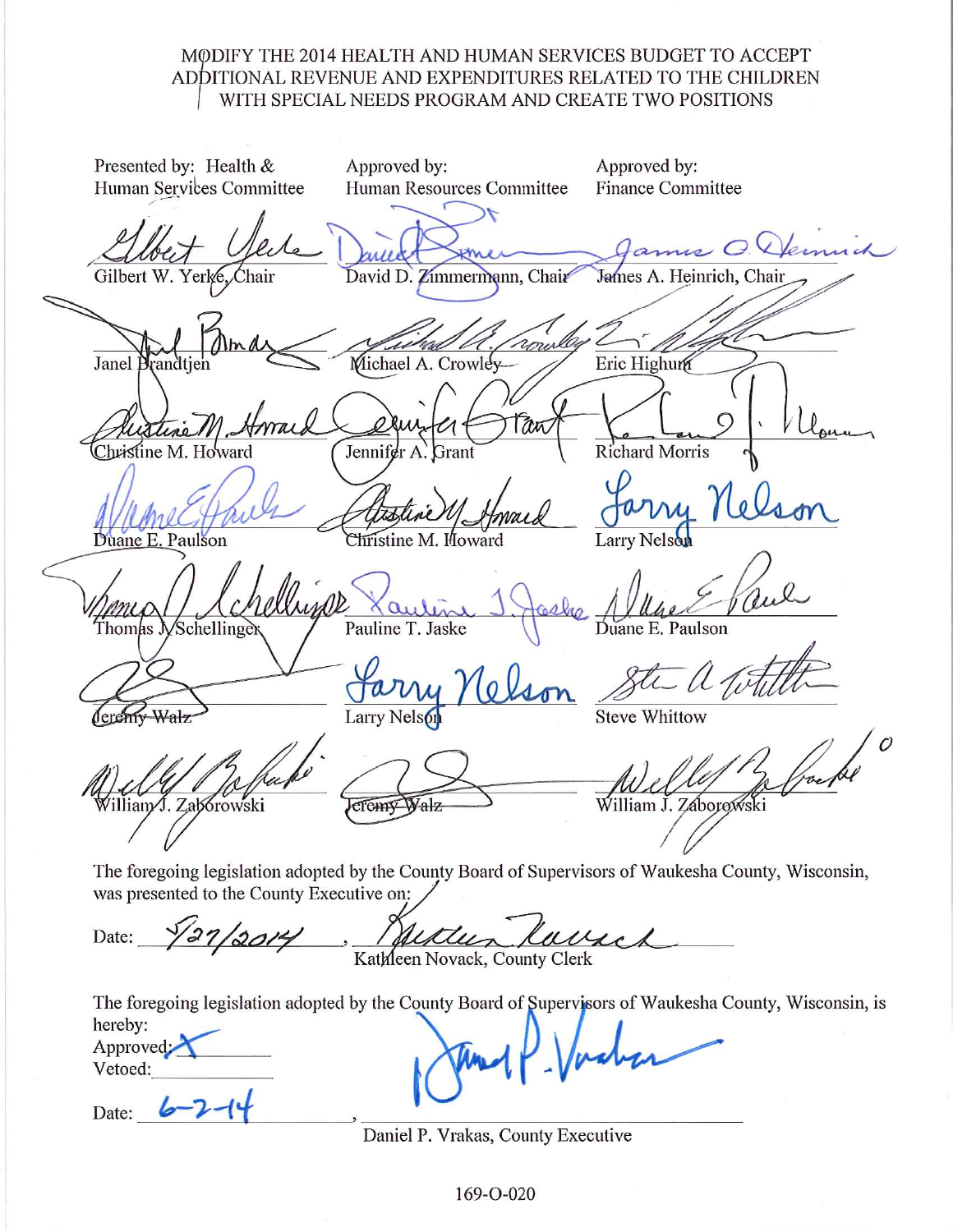MODIFY THE 2014 HEALTH AND HUMAN SERVICES BUDGET TO ACCEPT ADDITIONAL REVENUE AND EXPENDITURES RELATED TO THE CHILDREN WITH SPECIAL NEEDS PROGRAM AND CREATE TWO POSITIONS

| Presented by: Health & Human Services Committee | Approved by: Human Resources Committee | Approved by: Finance Committee |
|---|---|---|
| Gilbert W. Yerke, Chair | David D. Zimmermann, Chair | James A. Heinrich, Chair |
| Janel Brandtjen | Michael A. Crowley | Eric Highum |
| Christine M. Howard | Jennifer A. Grant | Richard Morris |
| Duane E. Paulson | Christine M. Howard | Larry Nelson |
| Thomas J. Schellinger | Pauline T. Jaske | Duane E. Paulson |
| Jeremy Walz | Larry Nelson | Steve Whittow |
| William J. Zaborowski | Jeremy Walz | William J. Zaborowski |

The foregoing legislation adopted by the County Board of Supervisors of Waukesha County, Wisconsin, was presented to the County Executive on:

Date: 5/27/2014, Kathleen Novack, County Clerk

The foregoing legislation adopted by the County Board of Supervisors of Waukesha County, Wisconsin, is hereby:

Approved: X

Vetoed: \_\_\_\_\_\_\_\_

Date: 6-2-14, Daniel P. Vrakas, County Executive

169-O-020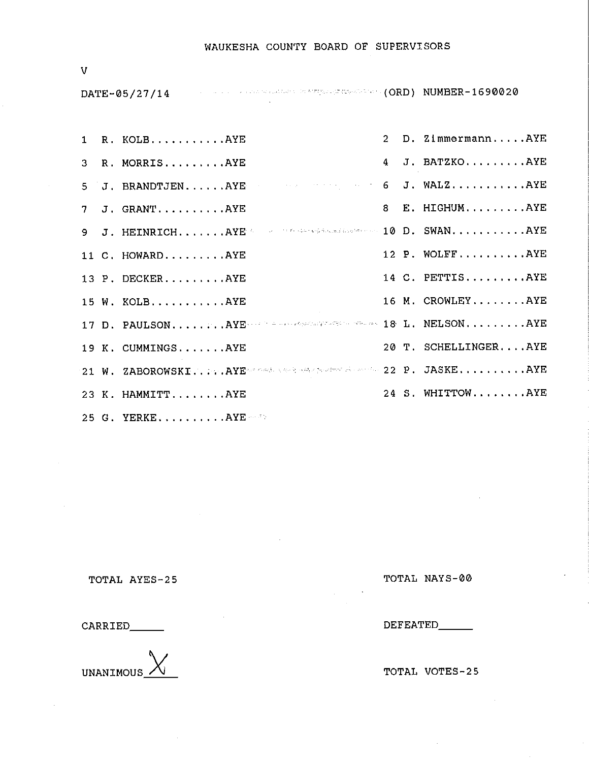WAUKESHA COUNTY BOARD OF SUPERVISORS

V

DATE-05/27/14 (ORD) NUMBER-1690020

| | |
|---|---|
| 1 R. KOLB...........AYE | 2 D. Zimmermann.....AYE |
| 3 R. MORRIS.........AYE | 4 J. BATZKO.........AYE |
| 5 J. BRANDTJEN......AYE | 6 J. WALZ...........AYE |
| 7 J. GRANT..........AYE | 8 E. HIGHUM.........AYE |
| 9 J. HEINRICH.......AYE | 10 D. SWAN...........AYE |
| 11 C. HOWARD.........AYE | 12 P. WOLFF..........AYE |
| 13 P. DECKER.........AYE | 14 C. PETTIS.........AYE |
| 15 W. KOLB...........AYE | 16 M. CROWLEY........AYE |
| 17 D. PAULSON........AYE | 18 L. NELSON.........AYE |
| 19 K. CUMMINGS.......AYE | 20 T. SCHELLINGER....AYE |
| 21 W. ZABOROWSKI.....AYE | 22 P. JASKE..........AYE |
| 23 K. HAMMITT........AYE | 24 S. WHITTOW........AYE |
| 25 G. YERKE..........AYE | |

TOTAL AYES-25 TOTAL NAYS-00

CARRIED______ DEFEATED______

UNANIMOUS X TOTAL VOTES-25